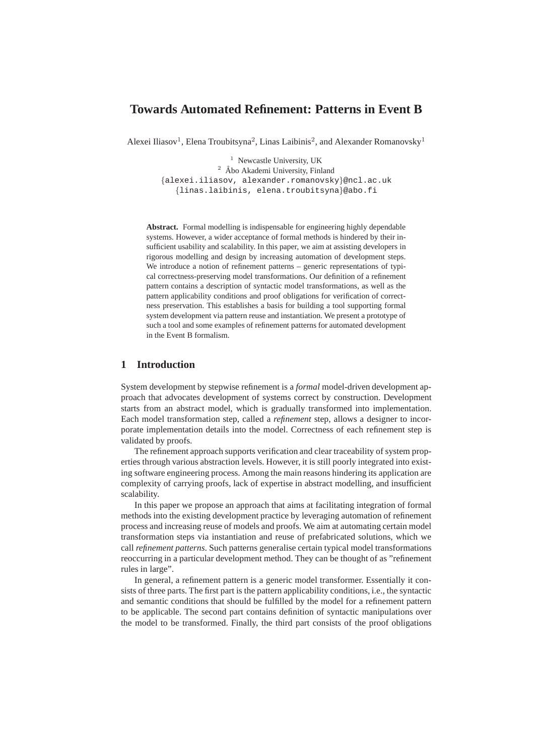# Towards Automated Refinement: Patterns in Event B

Alexei Iliasov[1], Elena Troubitsyna[2], Linas Laibinis[2], and Alexander Romanovsky[1]

[1] Newcastle University, UK
[2] Åbo Akademi University, Finland
{alexei.iliasov, alexander.romanovsky}@ncl.ac.uk
{linas.laibinis, elena.troubitsyna}@abo.fi

**Abstract.** Formal modelling is indispensable for engineering highly dependable systems. However, a wider acceptance of formal methods is hindered by their insufficient usability and scalability. In this paper, we aim at assisting developers in rigorous modelling and design by increasing automation of development steps. We introduce a notion of refinement patterns – generic representations of typical correctness-preserving model transformations. Our definition of a refinement pattern contains a description of syntactic model transformations, as well as the pattern applicability conditions and proof obligations for verification of correctness preservation. This establishes a basis for building a tool supporting formal system development via pattern reuse and instantiation. We present a prototype of such a tool and some examples of refinement patterns for automated development in the Event B formalism.

## 1 Introduction

System development by stepwise refinement is a *formal* model-driven development approach that advocates development of systems correct by construction. Development starts from an abstract model, which is gradually transformed into implementation. Each model transformation step, called a *refinement* step, allows a designer to incorporate implementation details into the model. Correctness of each refinement step is validated by proofs.

The refinement approach supports verification and clear traceability of system properties through various abstraction levels. However, it is still poorly integrated into existing software engineering process. Among the main reasons hindering its application are complexity of carrying proofs, lack of expertise in abstract modelling, and insufficient scalability.

In this paper we propose an approach that aims at facilitating integration of formal methods into the existing development practice by leveraging automation of refinement process and increasing reuse of models and proofs. We aim at automating certain model transformation steps via instantiation and reuse of prefabricated solutions, which we call *refinement patterns*. Such patterns generalise certain typical model transformations reoccurring in a particular development method. They can be thought of as "refinement rules in large".

In general, a refinement pattern is a generic model transformer. Essentially it consists of three parts. The first part is the pattern applicability conditions, i.e., the syntactic and semantic conditions that should be fulfilled by the model for a refinement pattern to be applicable. The second part contains definition of syntactic manipulations over the model to be transformed. Finally, the third part consists of the proof obligations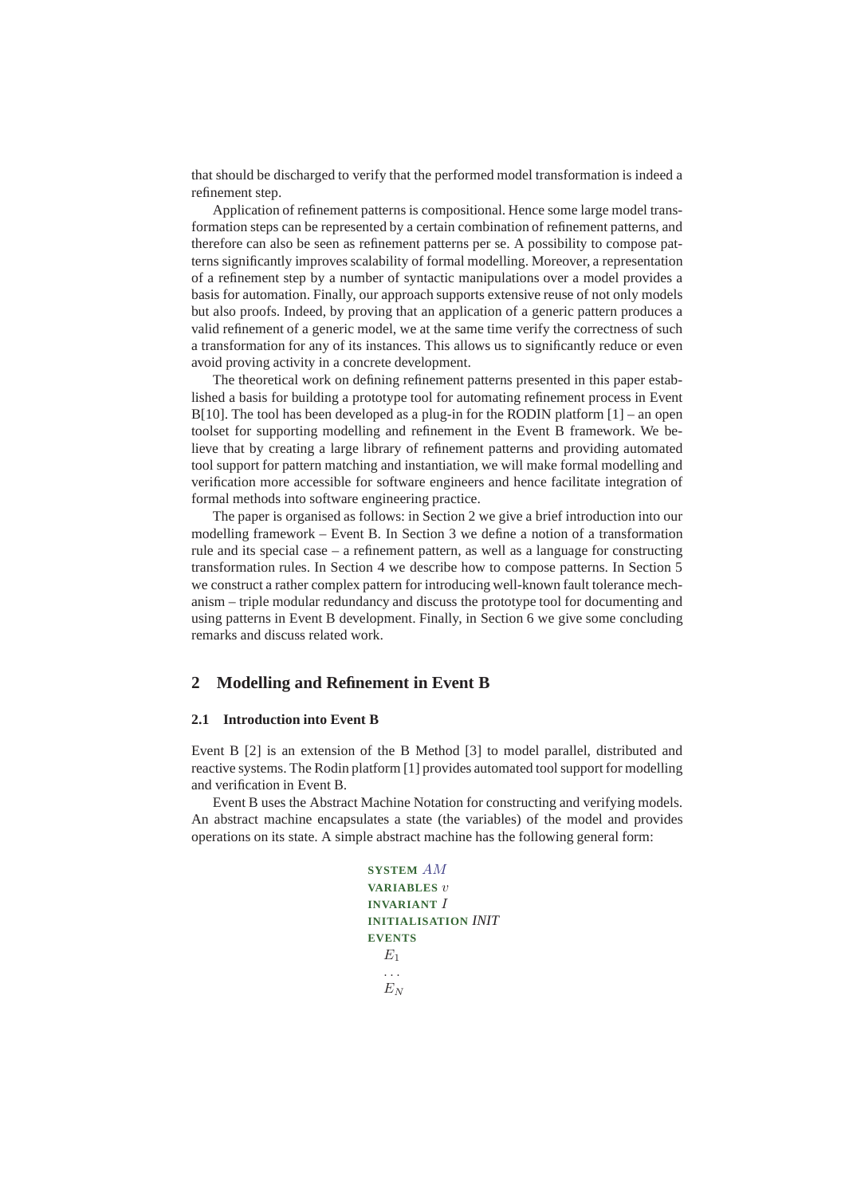that should be discharged to verify that the performed model transformation is indeed a refinement step.

Application of refinement patterns is compositional. Hence some large model transformation steps can be represented by a certain combination of refinement patterns, and therefore can also be seen as refinement patterns per se. A possibility to compose patterns significantly improves scalability of formal modelling. Moreover, a representation of a refinement step by a number of syntactic manipulations over a model provides a basis for automation. Finally, our approach supports extensive reuse of not only models but also proofs. Indeed, by proving that an application of a generic pattern produces a valid refinement of a generic model, we at the same time verify the correctness of such a transformation for any of its instances. This allows us to significantly reduce or even avoid proving activity in a concrete development.

The theoretical work on defining refinement patterns presented in this paper established a basis for building a prototype tool for automating refinement process in Event B[10]. The tool has been developed as a plug-in for the RODIN platform [1] – an open toolset for supporting modelling and refinement in the Event B framework. We believe that by creating a large library of refinement patterns and providing automated tool support for pattern matching and instantiation, we will make formal modelling and verification more accessible for software engineers and hence facilitate integration of formal methods into software engineering practice.

The paper is organised as follows: in Section 2 we give a brief introduction into our modelling framework – Event B. In Section 3 we define a notion of a transformation rule and its special case – a refinement pattern, as well as a language for constructing transformation rules. In Section 4 we describe how to compose patterns. In Section 5 we construct a rather complex pattern for introducing well-known fault tolerance mechanism – triple modular redundancy and discuss the prototype tool for documenting and using patterns in Event B development. Finally, in Section 6 we give some concluding remarks and discuss related work.

## 2 Modelling and Refinement in Event B

### 2.1 Introduction into Event B

Event B [2] is an extension of the B Method [3] to model parallel, distributed and reactive systems. The Rodin platform [1] provides automated tool support for modelling and verification in Event B.

Event B uses the Abstract Machine Notation for constructing and verifying models. An abstract machine encapsulates a state (the variables) of the model and provides operations on its state. A simple abstract machine has the following general form:

**SYSTEM** $AM$
**VARIABLES** $v$
**INVARIANT** $I$
**INITIALISATION** *INIT*
**EVENTS**
$E_1$
$\ldots$
$E_N$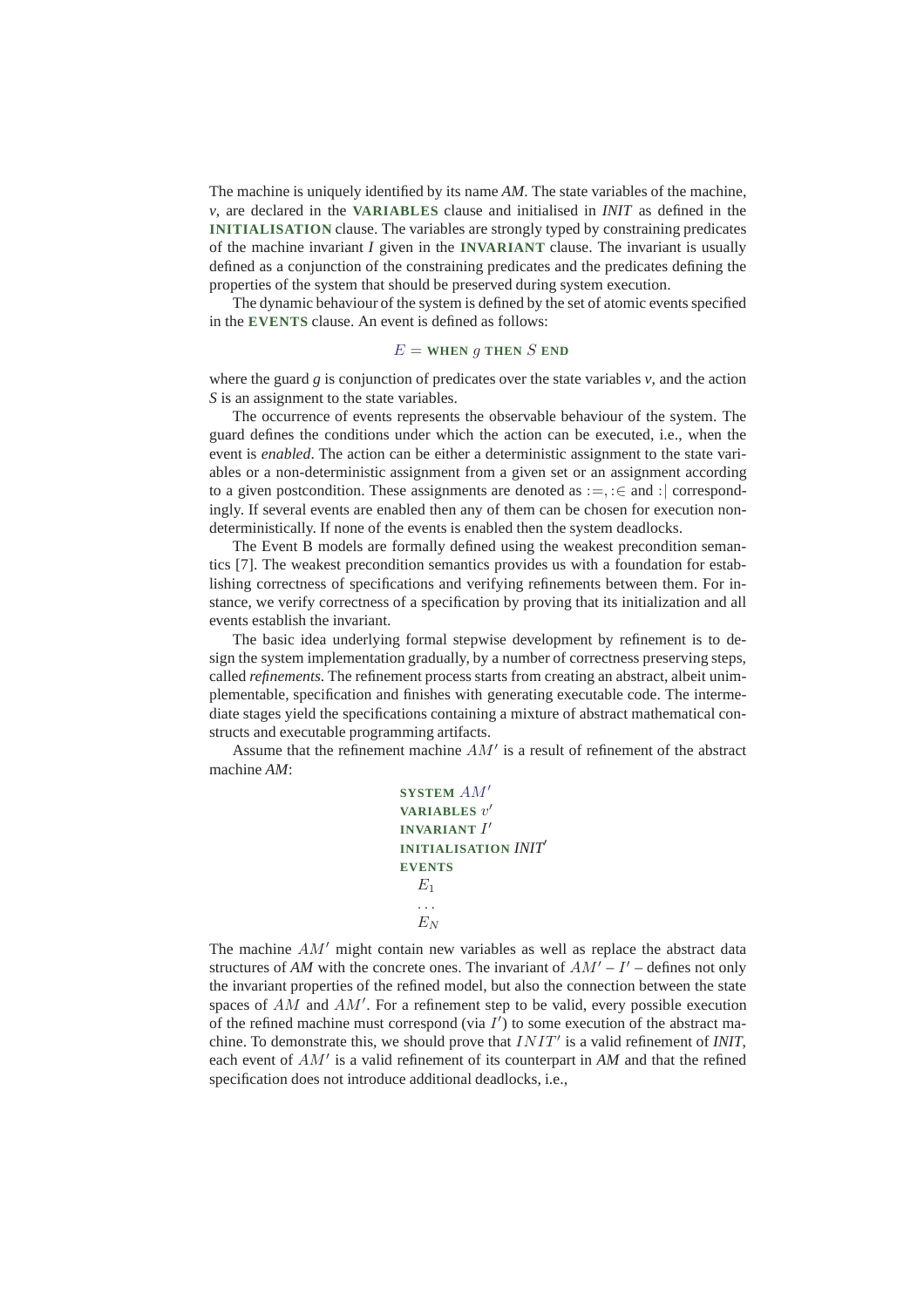The machine is uniquely identified by its name *AM*. The state variables of the machine, *v*, are declared in the **VARIABLES** clause and initialised in *INIT* as defined in the **INITIALISATION** clause. The variables are strongly typed by constraining predicates of the machine invariant *I* given in the **INVARIANT** clause. The invariant is usually defined as a conjunction of the constraining predicates and the predicates defining the properties of the system that should be preserved during system execution.

The dynamic behaviour of the system is defined by the set of atomic events specified in the **EVENTS** clause. An event is defined as follows:

$$E = \textbf{WHEN}\ g\ \textbf{THEN}\ S\ \textbf{END}$$

where the guard *g* is conjunction of predicates over the state variables *v*, and the action *S* is an assignment to the state variables.

The occurrence of events represents the observable behaviour of the system. The guard defines the conditions under which the action can be executed, i.e., when the event is *enabled*. The action can be either a deterministic assignment to the state variables or a non-deterministic assignment from a given set or an assignment according to a given postcondition. These assignments are denoted as $:=$, $:\in$ and $:|$ correspondingly. If several events are enabled then any of them can be chosen for execution non-deterministically. If none of the events is enabled then the system deadlocks.

The Event B models are formally defined using the weakest precondition semantics [7]. The weakest precondition semantics provides us with a foundation for establishing correctness of specifications and verifying refinements between them. For instance, we verify correctness of a specification by proving that its initialization and all events establish the invariant.

The basic idea underlying formal stepwise development by refinement is to design the system implementation gradually, by a number of correctness preserving steps, called *refinements*. The refinement process starts from creating an abstract, albeit unimplementable, specification and finishes with generating executable code. The intermediate stages yield the specifications containing a mixture of abstract mathematical constructs and executable programming artifacts.

Assume that the refinement machine $AM'$ is a result of refinement of the abstract machine *AM*:

**SYSTEM** $AM'$
**VARIABLES** $v'$
**INVARIANT** $I'$
**INITIALISATION** $INIT'$
**EVENTS**
  $E_1$
  $\ldots$
  $E_N$

The machine $AM'$ might contain new variables as well as replace the abstract data structures of *AM* with the concrete ones. The invariant of $AM'$ – $I'$ – defines not only the invariant properties of the refined model, but also the connection between the state spaces of $AM$ and $AM'$. For a refinement step to be valid, every possible execution of the refined machine must correspond (via $I'$) to some execution of the abstract machine. To demonstrate this, we should prove that $INIT'$ is a valid refinement of *INIT*, each event of $AM'$ is a valid refinement of its counterpart in *AM* and that the refined specification does not introduce additional deadlocks, i.e.,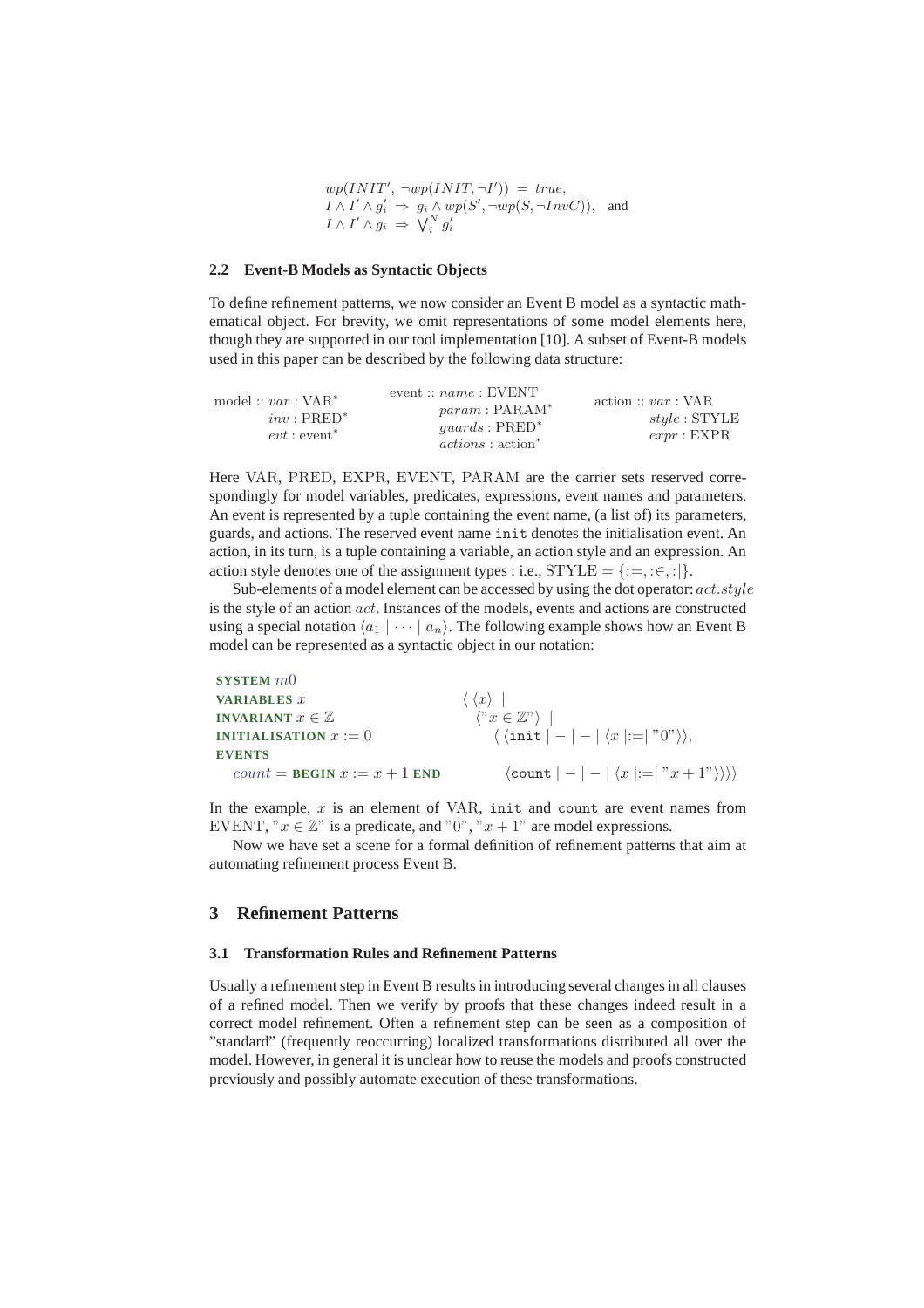$$
\begin{aligned}
& wp(INIT', \neg wp(INIT, \neg I')) = true, \\
& I \wedge I' \wedge g_i' \Rightarrow g_i \wedge wp(S', \neg wp(S, \neg InvC)), \quad \text{and} \\
& I \wedge I' \wedge g_i \Rightarrow \bigvee_i^N g_i'
\end{aligned}
$$

### 2.2 Event-B Models as Syntactic Objects

To define refinement patterns, we now consider an Event B model as a syntactic mathematical object. For brevity, we omit representations of some model elements here, though they are supported in our tool implementation [10]. A subset of Event-B models used in this paper can be described by the following data structure:

$$
\begin{array}{lll}
\text{model} :: var : \text{VAR}^* & \text{event} :: name : \text{EVENT} & \text{action} :: var : \text{VAR} \\
\qquad\quad inv : \text{PRED}^* & \qquad\quad param : \text{PARAM}^* & \qquad\quad style : \text{STYLE} \\
\qquad\quad evt : \text{event}^* & \qquad\quad guards : \text{PRED}^* & \qquad\quad expr : \text{EXPR} \\
 & \qquad\quad actions : \text{action}^* &
\end{array}
$$

Here VAR, PRED, EXPR, EVENT, PARAM are the carrier sets reserved correspondingly for model variables, predicates, expressions, event names and parameters. An event is represented by a tuple containing the event name, (a list of) its parameters, guards, and actions. The reserved event name `init` denotes the initialisation event. An action, in its turn, is a tuple containing a variable, an action style and an expression. An action style denotes one of the assignment types : i.e., $\text{STYLE} = \{:=, :\in, :|\}$.

Sub-elements of a model element can be accessed by using the dot operator: $act.style$ is the style of an action $act$. Instances of the models, events and actions are constructed using a special notation $\langle a_1 \mid \cdots \mid a_n \rangle$. The following example shows how an Event B model can be represented as a syntactic object in our notation:

$$
\begin{array}{ll}
\textbf{SYSTEM } m0 & \\
\textbf{VARIABLES } x & \langle\, \langle x \rangle \mid \\
\textbf{INVARIANT } x \in \mathbb{Z} & \quad \langle "x \in \mathbb{Z}" \rangle \mid \\
\textbf{INITIALISATION } x := 0 & \quad\quad \langle\, \langle \texttt{init} \mid - \mid - \mid \langle x \mid := \mid "0" \rangle \rangle, \\
\textbf{EVENTS} & \\
\quad count = \textbf{BEGIN } x := x + 1 \textbf{ END} & \quad\quad\quad \langle \texttt{count} \mid - \mid - \mid \langle x \mid := \mid "x + 1" \rangle \rangle \rangle \rangle
\end{array}
$$

In the example, $x$ is an element of VAR, `init` and `count` are event names from EVENT, "$x \in \mathbb{Z}$" is a predicate, and "0", "$x + 1$" are model expressions.

Now we have set a scene for a formal definition of refinement patterns that aim at automating refinement process Event B.

## 3 Refinement Patterns

### 3.1 Transformation Rules and Refinement Patterns

Usually a refinement step in Event B results in introducing several changes in all clauses of a refined model. Then we verify by proofs that these changes indeed result in a correct model refinement. Often a refinement step can be seen as a composition of "standard" (frequently reoccurring) localized transformations distributed all over the model. However, in general it is unclear how to reuse the models and proofs constructed previously and possibly automate execution of these transformations.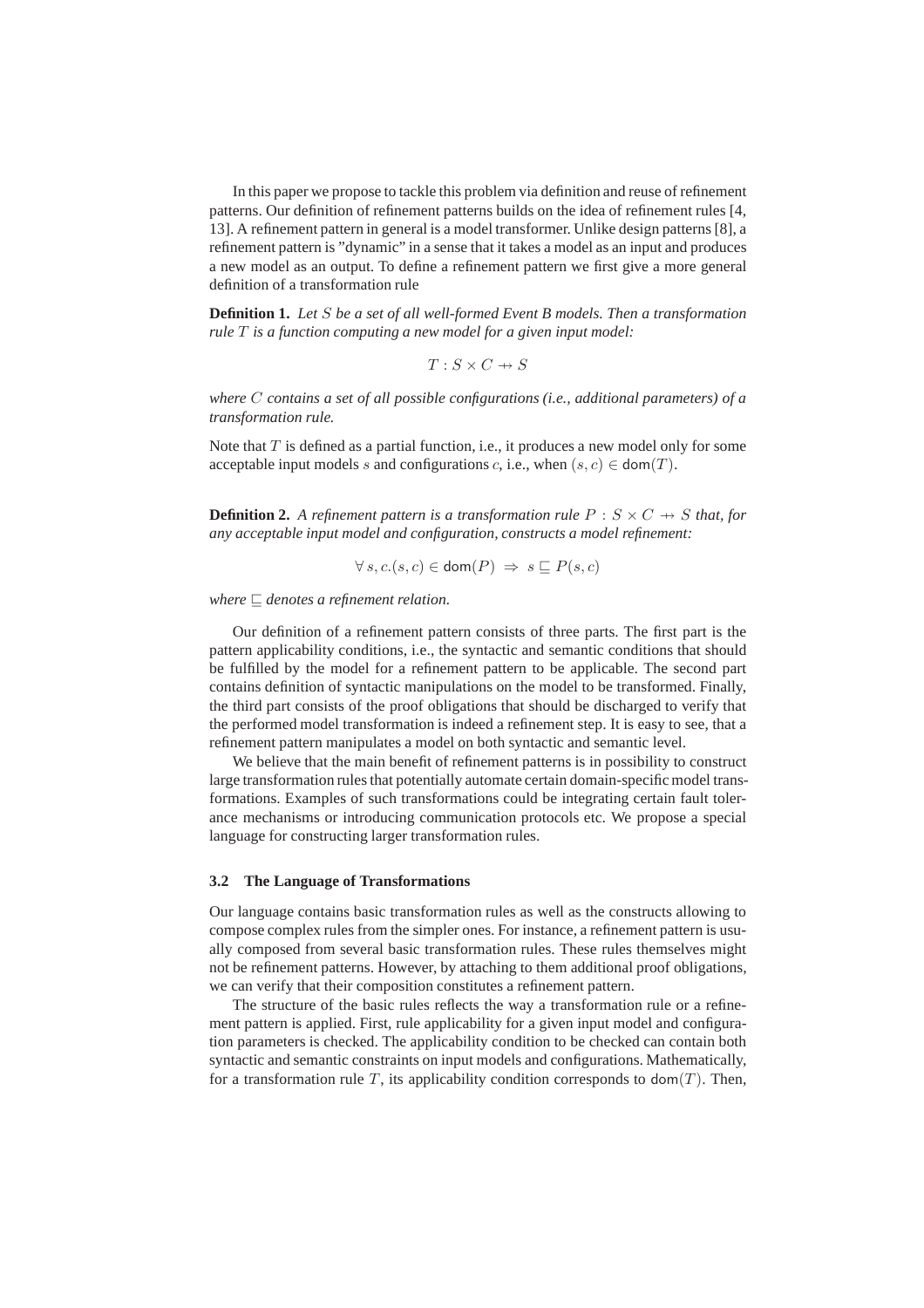In this paper we propose to tackle this problem via definition and reuse of refinement patterns. Our definition of refinement patterns builds on the idea of refinement rules [4, 13]. A refinement pattern in general is a model transformer. Unlike design patterns [8], a refinement pattern is "dynamic" in a sense that it takes a model as an input and produces a new model as an output. To define a refinement pattern we first give a more general definition of a transformation rule

**Definition 1.** *Let $S$ be a set of all well-formed Event B models. Then a transformation rule $T$ is a function computing a new model for a given input model:*

$$T : S \times C \rightarrow\!\!\!\!\!\!+ \; S$$

*where $C$ contains a set of all possible configurations (i.e., additional parameters) of a transformation rule.*

Note that $T$ is defined as a partial function, i.e., it produces a new model only for some acceptable input models $s$ and configurations $c$, i.e., when $(s, c) \in \mathsf{dom}(T)$.

**Definition 2.** *A refinement pattern is a transformation rule $P : S \times C \rightarrow\!\!\!\!\!\!+ \; S$ that, for any acceptable input model and configuration, constructs a model refinement:*

$$\forall\, s, c.(s, c) \in \mathsf{dom}(P) \;\Rightarrow\; s \sqsubseteq P(s, c)$$

*where $\sqsubseteq$ denotes a refinement relation.*

Our definition of a refinement pattern consists of three parts. The first part is the pattern applicability conditions, i.e., the syntactic and semantic conditions that should be fulfilled by the model for a refinement pattern to be applicable. The second part contains definition of syntactic manipulations on the model to be transformed. Finally, the third part consists of the proof obligations that should be discharged to verify that the performed model transformation is indeed a refinement step. It is easy to see, that a refinement pattern manipulates a model on both syntactic and semantic level.

We believe that the main benefit of refinement patterns is in possibility to construct large transformation rules that potentially automate certain domain-specific model transformations. Examples of such transformations could be integrating certain fault tolerance mechanisms or introducing communication protocols etc. We propose a special language for constructing larger transformation rules.

### 3.2 The Language of Transformations

Our language contains basic transformation rules as well as the constructs allowing to compose complex rules from the simpler ones. For instance, a refinement pattern is usually composed from several basic transformation rules. These rules themselves might not be refinement patterns. However, by attaching to them additional proof obligations, we can verify that their composition constitutes a refinement pattern.

The structure of the basic rules reflects the way a transformation rule or a refinement pattern is applied. First, rule applicability for a given input model and configuration parameters is checked. The applicability condition to be checked can contain both syntactic and semantic constraints on input models and configurations. Mathematically, for a transformation rule $T$, its applicability condition corresponds to $\mathsf{dom}(T)$. Then,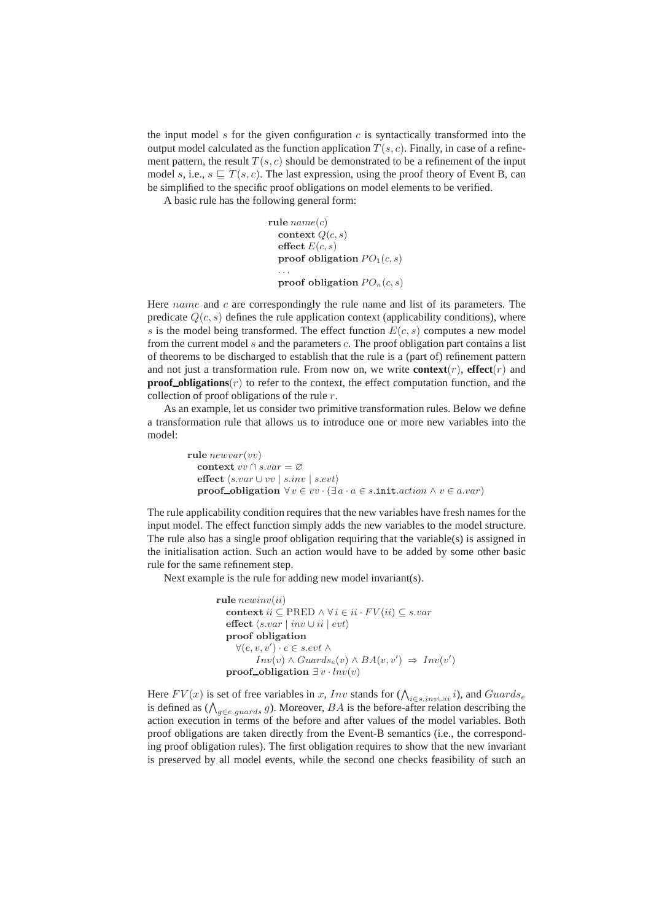the input model $s$ for the given configuration $c$ is syntactically transformed into the output model calculated as the function application $T(s, c)$. Finally, in case of a refinement pattern, the result $T(s, c)$ should be demonstrated to be a refinement of the input model $s$, i.e., $s \sqsubseteq T(s, c)$. The last expression, using the proof theory of Event B, can be simplified to the specific proof obligations on model elements to be verified.

A basic rule has the following general form:

$$
\begin{array}{l}
\textbf{rule}\ name(c) \\
\quad \textbf{context}\ Q(c, s) \\
\quad \textbf{effect}\ E(c, s) \\
\quad \textbf{proof obligation}\ PO_1(c, s) \\
\quad \ldots \\
\quad \textbf{proof obligation}\ PO_n(c, s)
\end{array}
$$

Here $name$ and $c$ are correspondingly the rule name and list of its parameters. The predicate $Q(c, s)$ defines the rule application context (applicability conditions), where $s$ is the model being transformed. The effect function $E(c, s)$ computes a new model from the current model $s$ and the parameters $c$. The proof obligation part contains a list of theorems to be discharged to establish that the rule is a (part of) refinement pattern and not just a transformation rule. From now on, we write **context**$(r)$, **effect**$(r)$ and **proof_obligations**$(r)$ to refer to the context, the effect computation function, and the collection of proof obligations of the rule $r$.

As an example, let us consider two primitive transformation rules. Below we define a transformation rule that allows us to introduce one or more new variables into the model:

$$
\begin{array}{l}
\textbf{rule}\ newvar(vv) \\
\quad \textbf{context}\ vv \cap s.var = \varnothing \\
\quad \textbf{effect}\ \langle s.var \cup vv \mid s.inv \mid s.evt \rangle \\
\quad \textbf{proof\_obligation}\ \forall v \in vv \cdot (\exists a \cdot a \in s.\mathtt{init}.action \wedge v \in a.var)
\end{array}
$$

The rule applicability condition requires that the new variables have fresh names for the input model. The effect function simply adds the new variables to the model structure. The rule also has a single proof obligation requiring that the variable(s) is assigned in the initialisation action. Such an action would have to be added by some other basic rule for the same refinement step.

Next example is the rule for adding new model invariant(s).

$$
\begin{array}{l}
\textbf{rule}\ newinv(ii) \\
\quad \textbf{context}\ ii \subseteq \mathrm{PRED} \wedge \forall i \in ii \cdot FV(ii) \subseteq s.var \\
\quad \textbf{effect}\ \langle s.var \mid inv \cup ii \mid evt \rangle \\
\quad \textbf{proof obligation} \\
\qquad \forall (e, v, v') \cdot e \in s.evt \wedge \\
\qquad\qquad Inv(v) \wedge Guards_e(v) \wedge BA(v, v') \Rightarrow Inv(v') \\
\quad \textbf{proof\_obligation}\ \exists v \cdot Inv(v)
\end{array}
$$

Here $FV(x)$ is set of free variables in $x$, $Inv$ stands for $(\bigwedge_{i \in s.inv \cup ii} i)$, and $Guards_e$ is defined as $(\bigwedge_{g \in e.guards} g)$. Moreover, $BA$ is the before-after relation describing the action execution in terms of the before and after values of the model variables. Both proof obligations are taken directly from the Event-B semantics (i.e., the corresponding proof obligation rules). The first obligation requires to show that the new invariant is preserved by all model events, while the second one checks feasibility of such an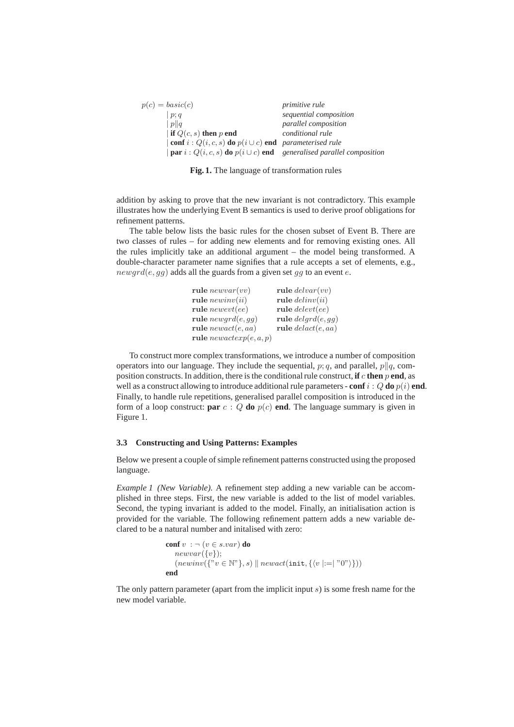$$
\begin{array}{lll}
p(c) = basic(c) & & \textit{primitive rule} \\
\quad \mid p; q & & \textit{sequential composition} \\
\quad \mid p \| q & & \textit{parallel composition} \\
\quad \mid \textbf{if } Q(c, s) \textbf{ then } p \textbf{ end} & & \textit{conditional rule} \\
\quad \mid \textbf{conf } i : Q(i, c, s) \textbf{ do } p(i \cup c) \textbf{ end} & & \textit{parameterised rule} \\
\quad \mid \textbf{par } i : Q(i, c, s) \textbf{ do } p(i \cup c) \textbf{ end} & & \textit{generalised parallel composition}
\end{array}
$$

**Fig. 1.** The language of transformation rules

addition by asking to prove that the new invariant is not contradictory. This example illustrates how the underlying Event B semantics is used to derive proof obligations for refinement patterns.

The table below lists the basic rules for the chosen subset of Event B. There are two classes of rules – for adding new elements and for removing existing ones. All the rules implicitly take an additional argument – the model being transformed. A double-character parameter name signifies that a rule accepts a set of elements, e.g., $newgrd(e, gg)$ adds all the guards from a given set $gg$ to an event $e$.

| | |
|---|---|
| **rule** $newvar(vv)$ | **rule** $delvar(vv)$ |
| **rule** $newinv(ii)$ | **rule** $delinv(ii)$ |
| **rule** $newevt(ee)$ | **rule** $delevt(ee)$ |
| **rule** $newgrd(e, gg)$ | **rule** $delgrd(e, gg)$ |
| **rule** $newact(e, aa)$ | **rule** $delact(e, aa)$ |
| **rule** $newactexp(e, a, p)$ | |

To construct more complex transformations, we introduce a number of composition operators into our language. They include the sequential, $p; q$, and parallel, $p\|q$, composition constructs. In addition, there is the conditional rule construct, **if** $c$ **then** $p$ **end**, as well as a construct allowing to introduce additional rule parameters - **conf** $i : Q$ **do** $p(i)$ **end**. Finally, to handle rule repetitions, generalised parallel composition is introduced in the form of a loop construct: **par** $c : Q$ **do** $p(c)$ **end**. The language summary is given in Figure 1.

### 3.3 Constructing and Using Patterns: Examples

Below we present a couple of simple refinement patterns constructed using the proposed language.

*Example 1 (New Variable).* A refinement step adding a new variable can be accomplished in three steps. First, the new variable is added to the list of model variables. Second, the typing invariant is added to the model. Finally, an initialisation action is provided for the variable. The following refinement pattern adds a new variable declared to be a natural number and initalised with zero:

$$
\begin{array}{l}
\textbf{conf } v \ : \neg\,(v \in s.var) \textbf{ do} \\
\quad newvar(\{v\}); \\
\quad (newinv(\{"v \in \mathbb{N}"\}, s) \parallel newact(\texttt{init}, \{\langle v \mid := \mid "0"\rangle\})) \\
\textbf{end}
\end{array}
$$

The only pattern parameter (apart from the implicit input $s$) is some fresh name for the new model variable.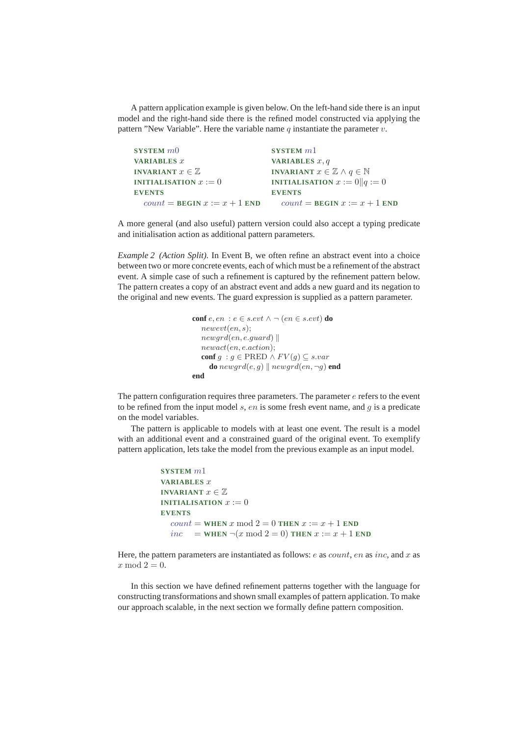A pattern application example is given below. On the left-hand side there is an input model and the right-hand side there is the refined model constructed via applying the pattern "New Variable". Here the variable name $q$ instantiate the parameter $v$.

| | |
|---|---|
| **SYSTEM** $m0$ | **SYSTEM** $m1$ |
| **VARIABLES** $x$ | **VARIABLES** $x, q$ |
| **INVARIANT** $x \in \mathbb{Z}$ | **INVARIANT** $x \in \mathbb{Z} \wedge q \in \mathbb{N}$ |
| **INITIALISATION** $x := 0$ | **INITIALISATION** $x := 0 \| q := 0$ |
| **EVENTS** | **EVENTS** |
| $count$ = **BEGIN** $x := x + 1$ **END** | $count$ = **BEGIN** $x := x + 1$ **END** |

A more general (and also useful) pattern version could also accept a typing predicate and initialisation action as additional pattern parameters.

*Example 2 (Action Split).* In Event B, we often refine an abstract event into a choice between two or more concrete events, each of which must be a refinement of the abstract event. A simple case of such a refinement is captured by the refinement pattern below. The pattern creates a copy of an abstract event and adds a new guard and its negation to the original and new events. The guard expression is supplied as a pattern parameter.

**conf** $e, en \; : e \in s.evt \wedge \neg \, (en \in s.evt)$ **do**
&nbsp;&nbsp;&nbsp;&nbsp;$newevt(en, s);$
&nbsp;&nbsp;&nbsp;&nbsp;$newgrd(en, e.guard) \;\|$
&nbsp;&nbsp;&nbsp;&nbsp;$newact(en, e.action);$
&nbsp;&nbsp;&nbsp;&nbsp;**conf** $g \; : g \in \mathrm{PRED} \wedge FV(g) \subseteq s.var$
&nbsp;&nbsp;&nbsp;&nbsp;&nbsp;&nbsp;&nbsp;&nbsp;**do** $newgrd(e, g) \;\|\; newgrd(en, \neg g)$ **end**
**end**

The pattern configuration requires three parameters. The parameter $e$ refers to the event to be refined from the input model $s$, $en$ is some fresh event name, and $g$ is a predicate on the model variables.

The pattern is applicable to models with at least one event. The result is a model with an additional event and a constrained guard of the original event. To exemplify pattern application, lets take the model from the previous example as an input model.

**SYSTEM** $m1$
**VARIABLES** $x$
**INVARIANT** $x \in \mathbb{Z}$
**INITIALISATION** $x := 0$
**EVENTS**
&nbsp;&nbsp;&nbsp;&nbsp;$count$ = **WHEN** $x \bmod 2 = 0$ **THEN** $x := x + 1$ **END**
&nbsp;&nbsp;&nbsp;&nbsp;$inc$ &nbsp;&nbsp;= **WHEN** $\neg(x \bmod 2 = 0)$ **THEN** $x := x + 1$ **END**

Here, the pattern parameters are instantiated as follows: $e$ as $count$, $en$ as $inc$, and $x$ as $x \bmod 2 = 0$.

In this section we have defined refinement patterns together with the language for constructing transformations and shown small examples of pattern application. To make our approach scalable, in the next section we formally define pattern composition.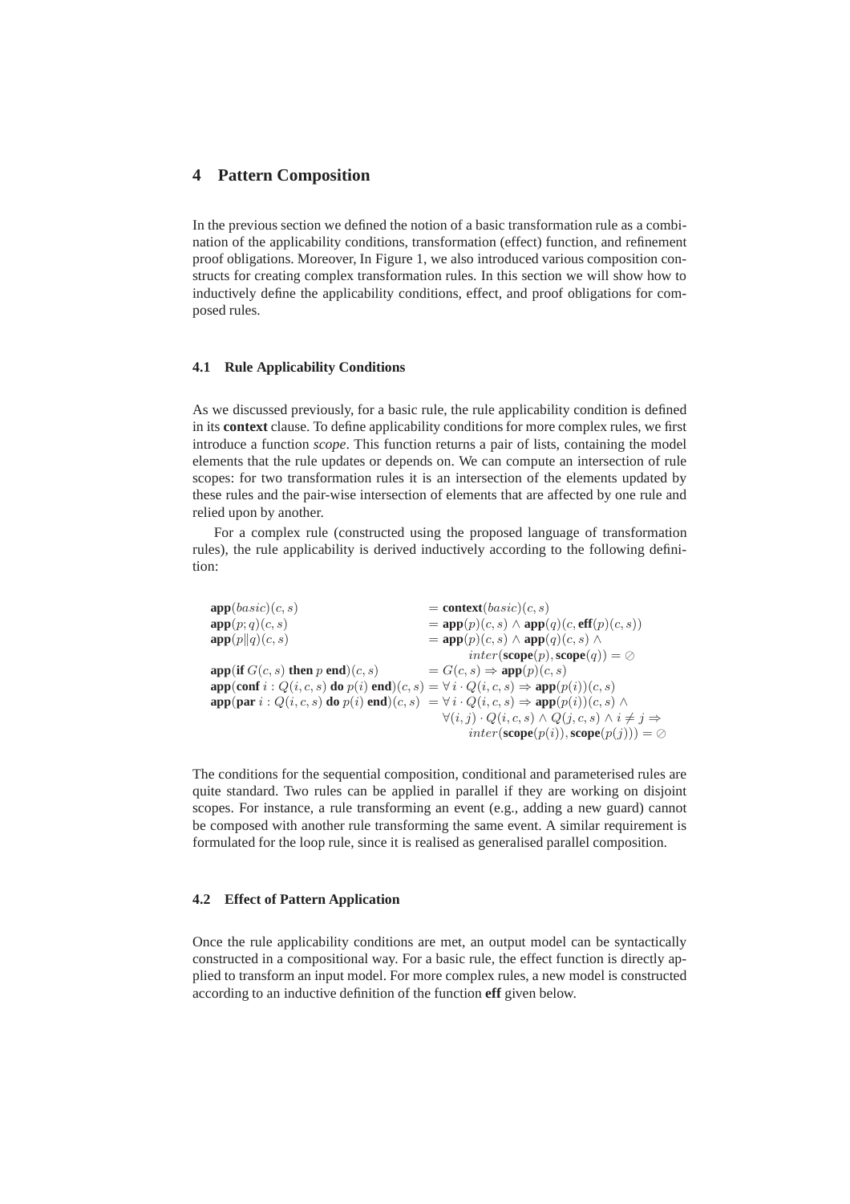## 4 Pattern Composition

In the previous section we defined the notion of a basic transformation rule as a combination of the applicability conditions, transformation (effect) function, and refinement proof obligations. Moreover, In Figure 1, we also introduced various composition constructs for creating complex transformation rules. In this section we will show how to inductively define the applicability conditions, effect, and proof obligations for composed rules.

### 4.1 Rule Applicability Conditions

As we discussed previously, for a basic rule, the rule applicability condition is defined in its **context** clause. To define applicability conditions for more complex rules, we first introduce a function *scope*. This function returns a pair of lists, containing the model elements that the rule updates or depends on. We can compute an intersection of rule scopes: for two transformation rules it is an intersection of the elements updated by these rules and the pair-wise intersection of elements that are affected by one rule and relied upon by another.

For a complex rule (constructed using the proposed language of transformation rules), the rule applicability is derived inductively according to the following definition:

$$
\begin{array}{ll}
\textbf{app}(basic)(c,s) & = \textbf{context}(basic)(c,s) \\
\textbf{app}(p;q)(c,s) & = \textbf{app}(p)(c,s) \wedge \textbf{app}(q)(c,\textbf{eff}(p)(c,s)) \\
\textbf{app}(p \| q)(c,s) & = \textbf{app}(p)(c,s) \wedge \textbf{app}(q)(c,s) \wedge \\
 & \qquad inter(\textbf{scope}(p),\textbf{scope}(q)) = \oslash \\
\textbf{app}(\textbf{if } G(c,s) \textbf{ then } p \textbf{ end})(c,s) & = G(c,s) \Rightarrow \textbf{app}(p)(c,s) \\
\textbf{app}(\textbf{conf } i : Q(i,c,s) \textbf{ do } p(i) \textbf{ end})(c,s) & = \forall i \cdot Q(i,c,s) \Rightarrow \textbf{app}(p(i))(c,s) \\
\textbf{app}(\textbf{par } i : Q(i,c,s) \textbf{ do } p(i) \textbf{ end})(c,s) & = \forall i \cdot Q(i,c,s) \Rightarrow \textbf{app}(p(i))(c,s) \wedge \\
 & \quad \forall (i,j) \cdot Q(i,c,s) \wedge Q(j,c,s) \wedge i \neq j \Rightarrow \\
 & \qquad inter(\textbf{scope}(p(i)),\textbf{scope}(p(j))) = \oslash
\end{array}
$$

The conditions for the sequential composition, conditional and parameterised rules are quite standard. Two rules can be applied in parallel if they are working on disjoint scopes. For instance, a rule transforming an event (e.g., adding a new guard) cannot be composed with another rule transforming the same event. A similar requirement is formulated for the loop rule, since it is realised as generalised parallel composition.

### 4.2 Effect of Pattern Application

Once the rule applicability conditions are met, an output model can be syntactically constructed in a compositional way. For a basic rule, the effect function is directly applied to transform an input model. For more complex rules, a new model is constructed according to an inductive definition of the function **eff** given below.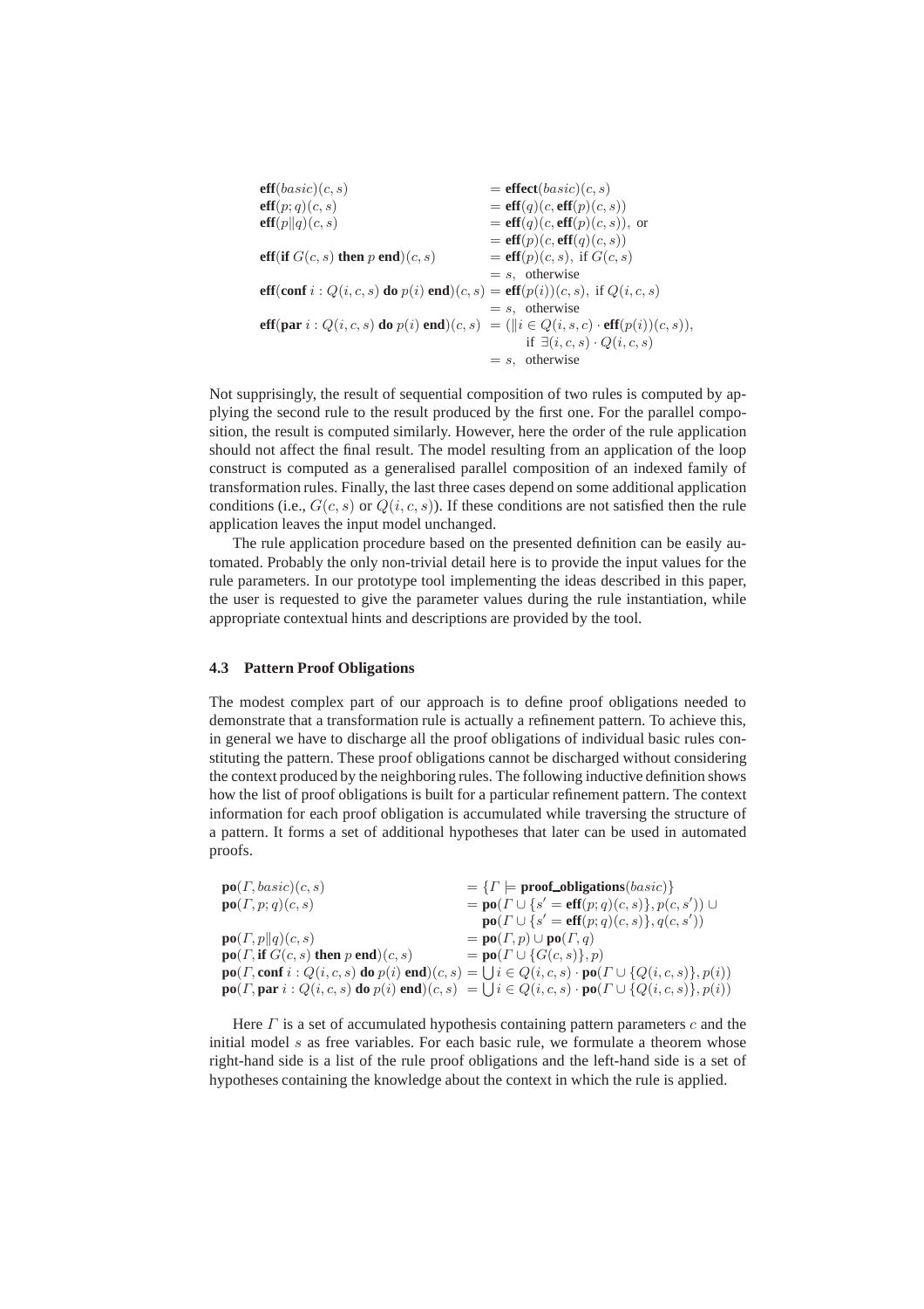$$
\begin{array}{ll}
\mathbf{eff}(basic)(c,s) & = \mathbf{effect}(basic)(c,s) \\
\mathbf{eff}(p;q)(c,s) & = \mathbf{eff}(q)(c, \mathbf{eff}(p)(c,s)) \\
\mathbf{eff}(p \| q)(c,s) & = \mathbf{eff}(q)(c, \mathbf{eff}(p)(c,s)), \text{ or} \\
 & = \mathbf{eff}(p)(c, \mathbf{eff}(q)(c,s)) \\
\mathbf{eff}(\mathbf{if}\ G(c,s)\ \mathbf{then}\ p\ \mathbf{end})(c,s) & = \mathbf{eff}(p)(c,s), \text{ if } G(c,s) \\
 & = s, \text{ otherwise} \\
\mathbf{eff}(\mathbf{conf}\ i : Q(i,c,s)\ \mathbf{do}\ p(i)\ \mathbf{end})(c,s) & = \mathbf{eff}(p(i))(c,s), \text{ if } Q(i,c,s) \\
 & = s, \text{ otherwise} \\
\mathbf{eff}(\mathbf{par}\ i : Q(i,c,s)\ \mathbf{do}\ p(i)\ \mathbf{end})(c,s) & = (\| i \in Q(i,s,c) \cdot \mathbf{eff}(p(i))(c,s)), \\
 & \quad \text{if } \exists (i,c,s) \cdot Q(i,c,s) \\
 & = s, \text{ otherwise}
\end{array}
$$

Not suprisingly, the result of sequential composition of two rules is computed by applying the second rule to the result produced by the first one. For the parallel composition, the result is computed similarly. However, here the order of the rule application should not affect the final result. The model resulting from an application of the loop construct is computed as a generalised parallel composition of an indexed family of transformation rules. Finally, the last three cases depend on some additional application conditions (i.e., $G(c,s)$ or $Q(i,c,s)$). If these conditions are not satisfied then the rule application leaves the input model unchanged.

The rule application procedure based on the presented definition can be easily automated. Probably the only non-trivial detail here is to provide the input values for the rule parameters. In our prototype tool implementing the ideas described in this paper, the user is requested to give the parameter values during the rule instantiation, while appropriate contextual hints and descriptions are provided by the tool.

### 4.3 Pattern Proof Obligations

The modest complex part of our approach is to define proof obligations needed to demonstrate that a transformation rule is actually a refinement pattern. To achieve this, in general we have to discharge all the proof obligations of individual basic rules constituting the pattern. These proof obligations cannot be discharged without considering the context produced by the neighboring rules. The following inductive definition shows how the list of proof obligations is built for a particular refinement pattern. The context information for each proof obligation is accumulated while traversing the structure of a pattern. It forms a set of additional hypotheses that later can be used in automated proofs.

$$
\begin{array}{ll}
\mathbf{po}(\Gamma, basic)(c,s) & = \{\Gamma \models \mathbf{proof\_obligations}(basic)\} \\
\mathbf{po}(\Gamma, p;q)(c,s) & = \mathbf{po}(\Gamma \cup \{s' = \mathbf{eff}(p;q)(c,s)\}, p(c,s')) \cup \\
 & \quad \mathbf{po}(\Gamma \cup \{s' = \mathbf{eff}(p;q)(c,s)\}, q(c,s')) \\
\mathbf{po}(\Gamma, p \| q)(c,s) & = \mathbf{po}(\Gamma, p) \cup \mathbf{po}(\Gamma, q) \\
\mathbf{po}(\Gamma, \mathbf{if}\ G(c,s)\ \mathbf{then}\ p\ \mathbf{end})(c,s) & = \mathbf{po}(\Gamma \cup \{G(c,s)\}, p) \\
\mathbf{po}(\Gamma, \mathbf{conf}\ i : Q(i,c,s)\ \mathbf{do}\ p(i)\ \mathbf{end})(c,s) & = \bigcup i \in Q(i,c,s) \cdot \mathbf{po}(\Gamma \cup \{Q(i,c,s)\}, p(i)) \\
\mathbf{po}(\Gamma, \mathbf{par}\ i : Q(i,c,s)\ \mathbf{do}\ p(i)\ \mathbf{end})(c,s) & = \bigcup i \in Q(i,c,s) \cdot \mathbf{po}(\Gamma \cup \{Q(i,c,s)\}, p(i))
\end{array}
$$

Here $\Gamma$ is a set of accumulated hypothesis containing pattern parameters $c$ and the initial model $s$ as free variables. For each basic rule, we formulate a theorem whose right-hand side is a list of the rule proof obligations and the left-hand side is a set of hypotheses containing the knowledge about the context in which the rule is applied.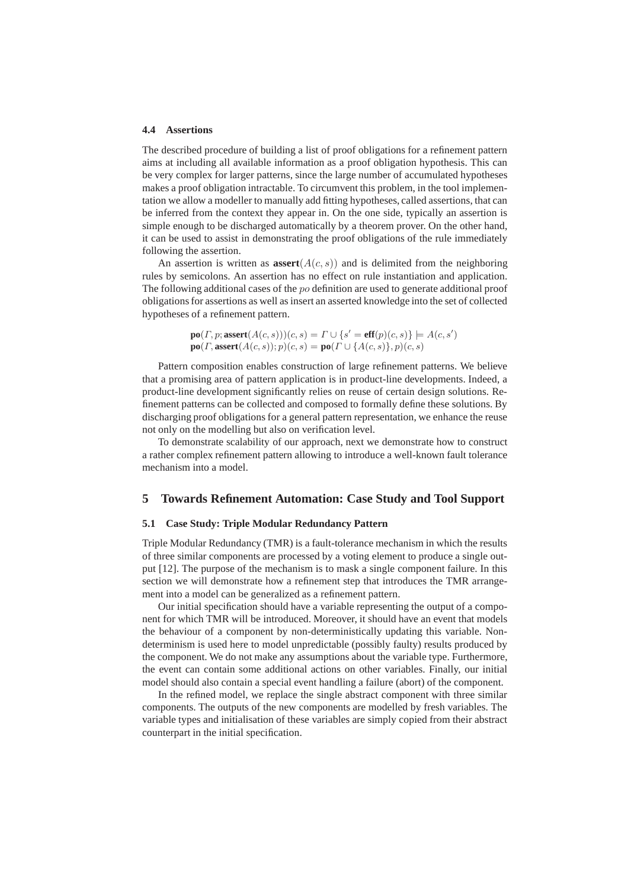### 4.4 Assertions

The described procedure of building a list of proof obligations for a refinement pattern aims at including all available information as a proof obligation hypothesis. This can be very complex for larger patterns, since the large number of accumulated hypotheses makes a proof obligation intractable. To circumvent this problem, in the tool implementation we allow a modeller to manually add fitting hypotheses, called assertions, that can be inferred from the context they appear in. On the one side, typically an assertion is simple enough to be discharged automatically by a theorem prover. On the other hand, it can be used to assist in demonstrating the proof obligations of the rule immediately following the assertion.

An assertion is written as $\mathbf{assert}(A(c, s))$ and is delimited from the neighboring rules by semicolons. An assertion has no effect on rule instantiation and application. The following additional cases of the $po$ definition are used to generate additional proof obligations for assertions as well as insert an asserted knowledge into the set of collected hypotheses of a refinement pattern.

$$\mathbf{po}(\Gamma, p; \mathbf{assert}(A(c, s)))(c, s) = \Gamma \cup \{s' = \mathbf{eff}(p)(c, s)\} \models A(c, s')$$
$$\mathbf{po}(\Gamma, \mathbf{assert}(A(c, s)); p)(c, s) = \mathbf{po}(\Gamma \cup \{A(c, s)\}, p)(c, s)$$

Pattern composition enables construction of large refinement patterns. We believe that a promising area of pattern application is in product-line developments. Indeed, a product-line development significantly relies on reuse of certain design solutions. Refinement patterns can be collected and composed to formally define these solutions. By discharging proof obligations for a general pattern representation, we enhance the reuse not only on the modelling but also on verification level.

To demonstrate scalability of our approach, next we demonstrate how to construct a rather complex refinement pattern allowing to introduce a well-known fault tolerance mechanism into a model.

## 5 Towards Refinement Automation: Case Study and Tool Support

### 5.1 Case Study: Triple Modular Redundancy Pattern

Triple Modular Redundancy (TMR) is a fault-tolerance mechanism in which the results of three similar components are processed by a voting element to produce a single output [12]. The purpose of the mechanism is to mask a single component failure. In this section we will demonstrate how a refinement step that introduces the TMR arrangement into a model can be generalized as a refinement pattern.

Our initial specification should have a variable representing the output of a component for which TMR will be introduced. Moreover, it should have an event that models the behaviour of a component by non-deterministically updating this variable. Nondeterminism is used here to model unpredictable (possibly faulty) results produced by the component. We do not make any assumptions about the variable type. Furthermore, the event can contain some additional actions on other variables. Finally, our initial model should also contain a special event handling a failure (abort) of the component.

In the refined model, we replace the single abstract component with three similar components. The outputs of the new components are modelled by fresh variables. The variable types and initialisation of these variables are simply copied from their abstract counterpart in the initial specification.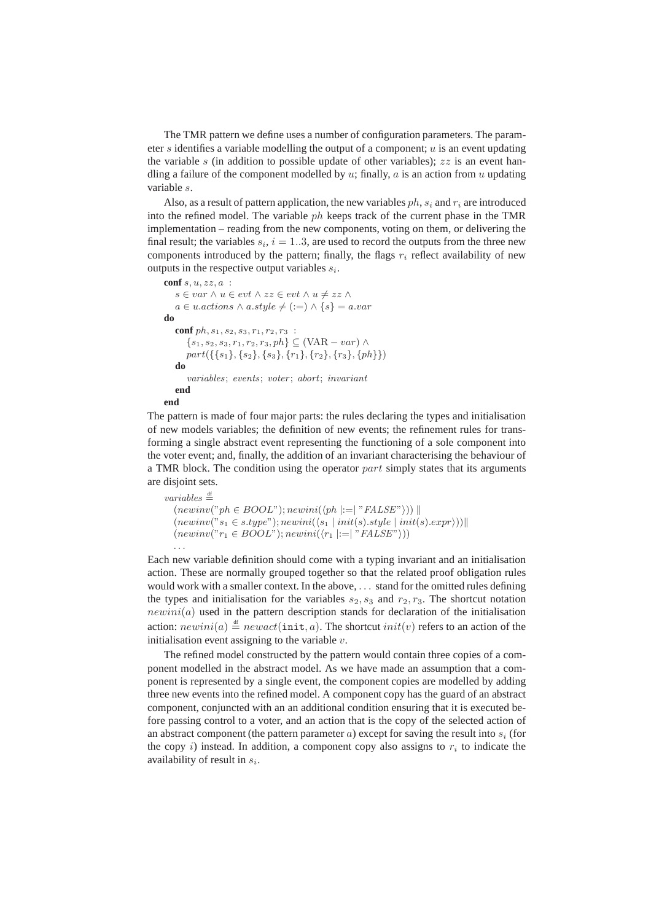The TMR pattern we define uses a number of configuration parameters. The parameter $s$ identifies a variable modelling the output of a component; $u$ is an event updating the variable $s$ (in addition to possible update of other variables); $zz$ is an event handling a failure of the component modelled by $u$; finally, $a$ is an action from $u$ updating variable $s$.

Also, as a result of pattern application, the new variables $ph$, $s_i$ and $r_i$ are introduced into the refined model. The variable $ph$ keeps track of the current phase in the TMR implementation – reading from the new components, voting on them, or delivering the final result; the variables $s_i$, $i = 1..3$, are used to record the outputs from the three new components introduced by the pattern; finally, the flags $r_i$ reflect availability of new outputs in the respective output variables $s_i$.

**conf** $s, u, zz, a$ :
  $s \in var \wedge u \in evt \wedge zz \in evt \wedge u \neq zz \wedge$
  $a \in u.actions \wedge a.style \neq (:=) \wedge \{s\} = a.var$
**do**
  **conf** $ph, s_1, s_2, s_3, r_1, r_2, r_3$ :
    $\{s_1, s_2, s_3, r_1, r_2, r_3, ph\} \subseteq (\mathrm{VAR} - var) \wedge$
    $part(\{\{s_1\}, \{s_2\}, \{s_3\}, \{r_1\}, \{r_2\}, \{r_3\}, \{ph\}\})$
  **do**
    $variables$; $events$; $voter$; $abort$; $invariant$
  **end**
**end**

The pattern is made of four major parts: the rules declaring the types and initialisation of new models variables; the definition of new events; the refinement rules for transforming a single abstract event representing the functioning of a sole component into the voter event; and, finally, the addition of an invariant characterising the behaviour of a TMR block. The condition using the operator $part$ simply states that its arguments are disjoint sets.

$variables \stackrel{\mathrm{df}}{=}$
  $(newinv("ph \in BOOL"); newini(\langle ph \mid := \mid "FALSE" \rangle)) \parallel$
  $(newinv("s_1 \in s.type"); newini(\langle s_1 \mid init(s).style \mid init(s).expr \rangle)) \parallel$
  $(newinv("r_1 \in BOOL"); newini(\langle r_1 \mid := \mid "FALSE" \rangle))$
  $\ldots$

Each new variable definition should come with a typing invariant and an initialisation action. These are normally grouped together so that the related proof obligation rules would work with a smaller context. In the above, $\ldots$ stand for the omitted rules defining the types and initialisation for the variables $s_2, s_3$ and $r_2, r_3$. The shortcut notation $newini(a)$ used in the pattern description stands for declaration of the initialisation action: $newini(a) \stackrel{\mathrm{df}}{=} newact(\mathtt{init}, a)$. The shortcut $init(v)$ refers to an action of the initialisation event assigning to the variable $v$.

The refined model constructed by the pattern would contain three copies of a component modelled in the abstract model. As we have made an assumption that a component is represented by a single event, the component copies are modelled by adding three new events into the refined model. A component copy has the guard of an abstract component, conjuncted with an an additional condition ensuring that it is executed before passing control to a voter, and an action that is the copy of the selected action of an abstract component (the pattern parameter $a$) except for saving the result into $s_i$ (for the copy $i$) instead. In addition, a component copy also assigns to $r_i$ to indicate the availability of result in $s_i$.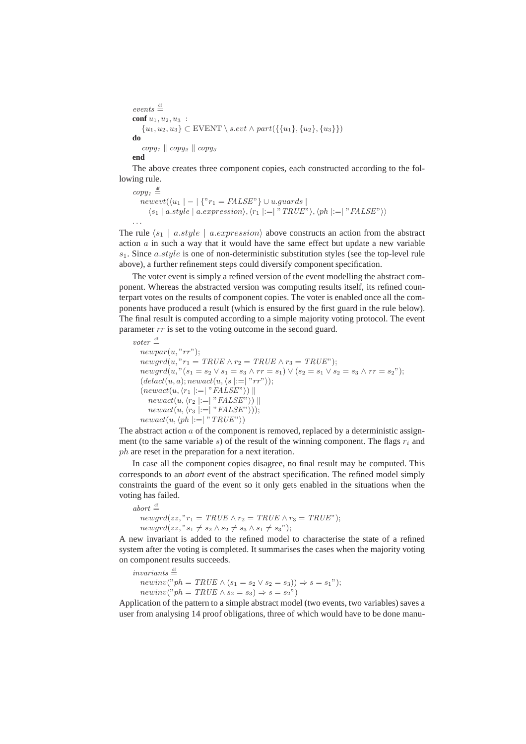$events \stackrel{\text{df}}{=}$
**conf** $u_1, u_2, u_3$ :
$\quad \{u_1, u_2, u_3\} \subset \text{EVENT} \setminus s.evt \wedge part(\{\{u_1\}, \{u_2\}, \{u_3\}\})$
**do**
$\quad copy_1 \parallel copy_2 \parallel copy_3$
**end**

The above creates three component copies, each constructed according to the following rule.

$copy_1 \stackrel{\text{df}}{=}$
$\quad newevt(\langle u_1 \mid - \mid \{\text{"}r_1 = FALSE\text{"}\} \cup u.guards \mid$
$\quad\quad \langle s_1 \mid a.style \mid a.expression\rangle, \langle r_1 \mid := \mid \text{"}TRUE\text{"}\rangle, \langle ph \mid := \mid \text{"}FALSE\text{"}\rangle\rangle$
...

The rule $\langle s_1 \mid a.style \mid a.expression\rangle$ above constructs an action from the abstract action $a$ in such a way that it would have the same effect but update a new variable $s_1$. Since $a.style$ is one of non-deterministic substitution styles (see the top-level rule above), a further refinement steps could diversify component specification.

The voter event is simply a refined version of the event modelling the abstract component. Whereas the abstracted version was computing results itself, its refined counterpart votes on the results of component copies. The voter is enabled once all the components have produced a result (which is ensured by the first guard in the rule below). The final result is computed according to a simple majority voting protocol. The event parameter $rr$ is set to the voting outcome in the second guard.

$voter \stackrel{\text{df}}{=}$
$\quad newpar(u, \text{"}rr\text{"});$
$\quad newgrd(u, \text{"}r_1 = TRUE \wedge r_2 = TRUE \wedge r_3 = TRUE\text{"});$
$\quad newgrd(u, \text{"}(s_1 = s_2 \vee s_1 = s_3 \wedge rr = s_1) \vee (s_2 = s_1 \vee s_2 = s_3 \wedge rr = s_2\text{"});$
$\quad (delact(u, a); newact(u, \langle s \mid := \mid \text{"}rr\text{"}\rangle);$
$\quad (newact(u, \langle r_1 \mid := \mid \text{"}FALSE\text{"}\rangle) \parallel$
$\quad\quad newact(u, \langle r_2 \mid := \mid \text{"}FALSE\text{"}\rangle) \parallel$
$\quad\quad newact(u, \langle r_3 \mid := \mid \text{"}FALSE\text{"}\rangle));$
$\quad newact(u, \langle ph \mid := \mid \text{"}TRUE\text{"}\rangle)$

The abstract action $a$ of the component is removed, replaced by a deterministic assignment (to the same variable $s$) of the result of the winning component. The flags $r_i$ and $ph$ are reset in the preparation for a next iteration.

In case all the component copies disagree, no final result may be computed. This corresponds to an *abort* event of the abstract specification. The refined model simply constraints the guard of the event so it only gets enabled in the situations when the voting has failed.

$abort \stackrel{\text{df}}{=}$
$\quad newgrd(zz, \text{"}r_1 = TRUE \wedge r_2 = TRUE \wedge r_3 = TRUE\text{"});$
$\quad newgrd(zz, \text{"}s_1 \neq s_2 \wedge s_2 \neq s_3 \wedge s_1 \neq s_3\text{"});$

A new invariant is added to the refined model to characterise the state of a refined system after the voting is completed. It summarises the cases when the majority voting on component results succeeds.

$invariants \stackrel{\text{df}}{=}$
$\quad newinv(\text{"}ph = TRUE \wedge (s_1 = s_2 \vee s_2 = s_3)) \Rightarrow s = s_1\text{"});$
$\quad newinv(\text{"}ph = TRUE \wedge s_2 = s_3) \Rightarrow s = s_2\text{"})$

Application of the pattern to a simple abstract model (two events, two variables) saves a user from analysing 14 proof obligations, three of which would have to be done manu-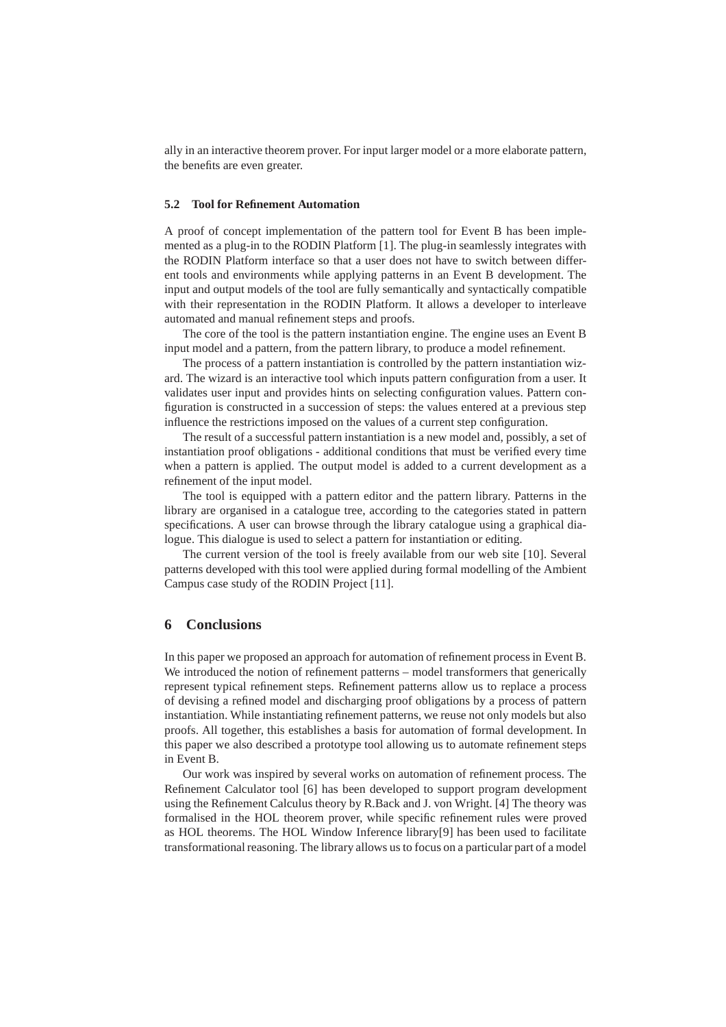ally in an interactive theorem prover. For input larger model or a more elaborate pattern, the benefits are even greater.

### 5.2 Tool for Refinement Automation

A proof of concept implementation of the pattern tool for Event B has been implemented as a plug-in to the RODIN Platform [1]. The plug-in seamlessly integrates with the RODIN Platform interface so that a user does not have to switch between different tools and environments while applying patterns in an Event B development. The input and output models of the tool are fully semantically and syntactically compatible with their representation in the RODIN Platform. It allows a developer to interleave automated and manual refinement steps and proofs.

The core of the tool is the pattern instantiation engine. The engine uses an Event B input model and a pattern, from the pattern library, to produce a model refinement.

The process of a pattern instantiation is controlled by the pattern instantiation wizard. The wizard is an interactive tool which inputs pattern configuration from a user. It validates user input and provides hints on selecting configuration values. Pattern configuration is constructed in a succession of steps: the values entered at a previous step influence the restrictions imposed on the values of a current step configuration.

The result of a successful pattern instantiation is a new model and, possibly, a set of instantiation proof obligations - additional conditions that must be verified every time when a pattern is applied. The output model is added to a current development as a refinement of the input model.

The tool is equipped with a pattern editor and the pattern library. Patterns in the library are organised in a catalogue tree, according to the categories stated in pattern specifications. A user can browse through the library catalogue using a graphical dialogue. This dialogue is used to select a pattern for instantiation or editing.

The current version of the tool is freely available from our web site [10]. Several patterns developed with this tool were applied during formal modelling of the Ambient Campus case study of the RODIN Project [11].

## 6 Conclusions

In this paper we proposed an approach for automation of refinement process in Event B. We introduced the notion of refinement patterns – model transformers that generically represent typical refinement steps. Refinement patterns allow us to replace a process of devising a refined model and discharging proof obligations by a process of pattern instantiation. While instantiating refinement patterns, we reuse not only models but also proofs. All together, this establishes a basis for automation of formal development. In this paper we also described a prototype tool allowing us to automate refinement steps in Event B.

Our work was inspired by several works on automation of refinement process. The Refinement Calculator tool [6] has been developed to support program development using the Refinement Calculus theory by R.Back and J. von Wright. [4] The theory was formalised in the HOL theorem prover, while specific refinement rules were proved as HOL theorems. The HOL Window Inference library[9] has been used to facilitate transformational reasoning. The library allows us to focus on a particular part of a model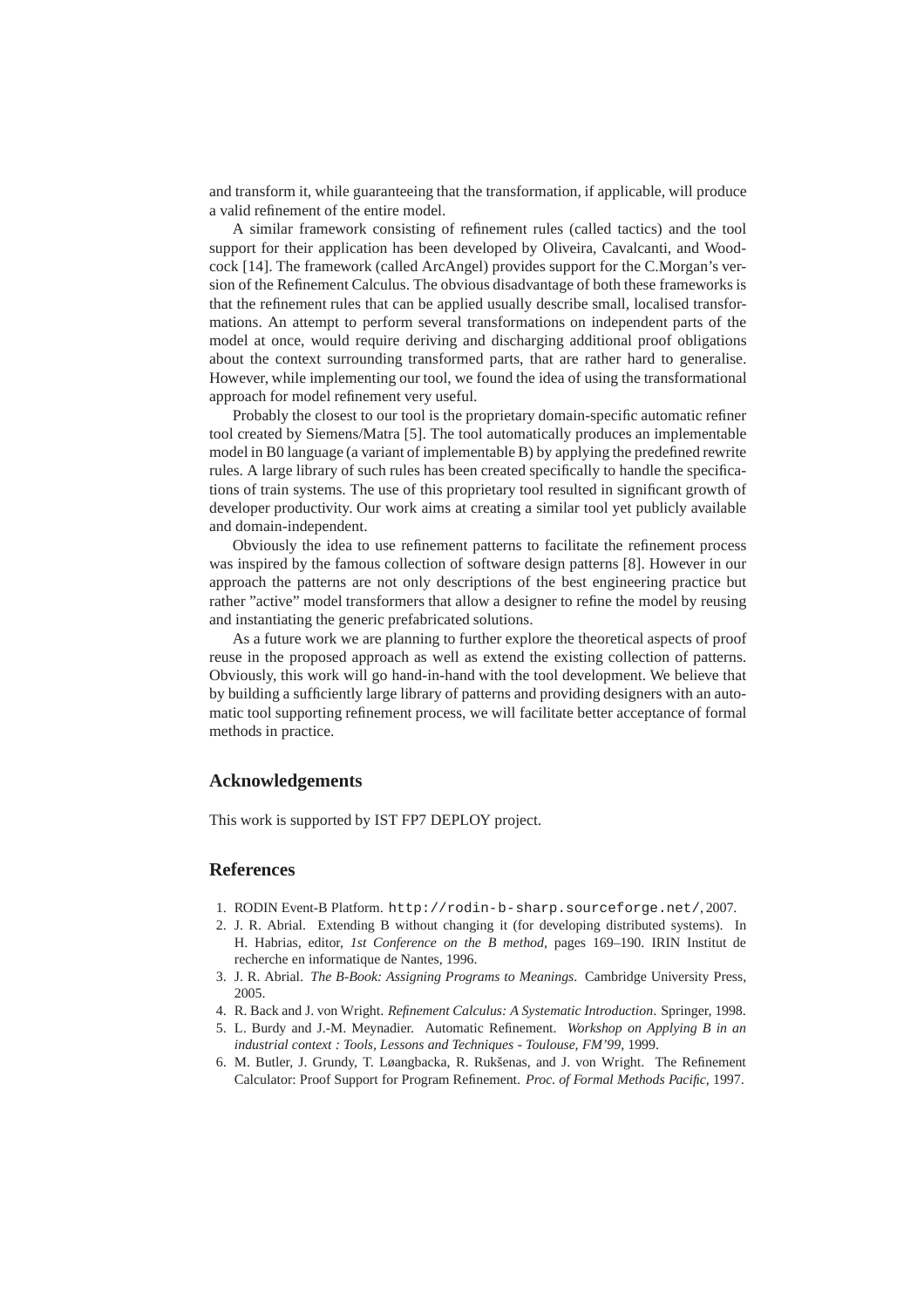and transform it, while guaranteeing that the transformation, if applicable, will produce a valid refinement of the entire model.

A similar framework consisting of refinement rules (called tactics) and the tool support for their application has been developed by Oliveira, Cavalcanti, and Woodcock [14]. The framework (called ArcAngel) provides support for the C.Morgan's version of the Refinement Calculus. The obvious disadvantage of both these frameworks is that the refinement rules that can be applied usually describe small, localised transformations. An attempt to perform several transformations on independent parts of the model at once, would require deriving and discharging additional proof obligations about the context surrounding transformed parts, that are rather hard to generalise. However, while implementing our tool, we found the idea of using the transformational approach for model refinement very useful.

Probably the closest to our tool is the proprietary domain-specific automatic refiner tool created by Siemens/Matra [5]. The tool automatically produces an implementable model in B0 language (a variant of implementable B) by applying the predefined rewrite rules. A large library of such rules has been created specifically to handle the specifications of train systems. The use of this proprietary tool resulted in significant growth of developer productivity. Our work aims at creating a similar tool yet publicly available and domain-independent.

Obviously the idea to use refinement patterns to facilitate the refinement process was inspired by the famous collection of software design patterns [8]. However in our approach the patterns are not only descriptions of the best engineering practice but rather "active" model transformers that allow a designer to refine the model by reusing and instantiating the generic prefabricated solutions.

As a future work we are planning to further explore the theoretical aspects of proof reuse in the proposed approach as well as extend the existing collection of patterns. Obviously, this work will go hand-in-hand with the tool development. We believe that by building a sufficiently large library of patterns and providing designers with an automatic tool supporting refinement process, we will facilitate better acceptance of formal methods in practice.

## Acknowledgements

This work is supported by IST FP7 DEPLOY project.

## References

1. RODIN Event-B Platform. `http://rodin-b-sharp.sourceforge.net/`, 2007.
2. J. R. Abrial. Extending B without changing it (for developing distributed systems). In H. Habrias, editor, *1st Conference on the B method*, pages 169–190. IRIN Institut de recherche en informatique de Nantes, 1996.
3. J. R. Abrial. *The B-Book: Assigning Programs to Meanings*. Cambridge University Press, 2005.
4. R. Back and J. von Wright. *Refinement Calculus: A Systematic Introduction*. Springer, 1998.
5. L. Burdy and J.-M. Meynadier. Automatic Refinement. *Workshop on Applying B in an industrial context : Tools, Lessons and Techniques - Toulouse, FM'99*, 1999.
6. M. Butler, J. Grundy, T. Løangbacka, R. Rukšenas, and J. von Wright. The Refinement Calculator: Proof Support for Program Refinement. *Proc. of Formal Methods Pacific*, 1997.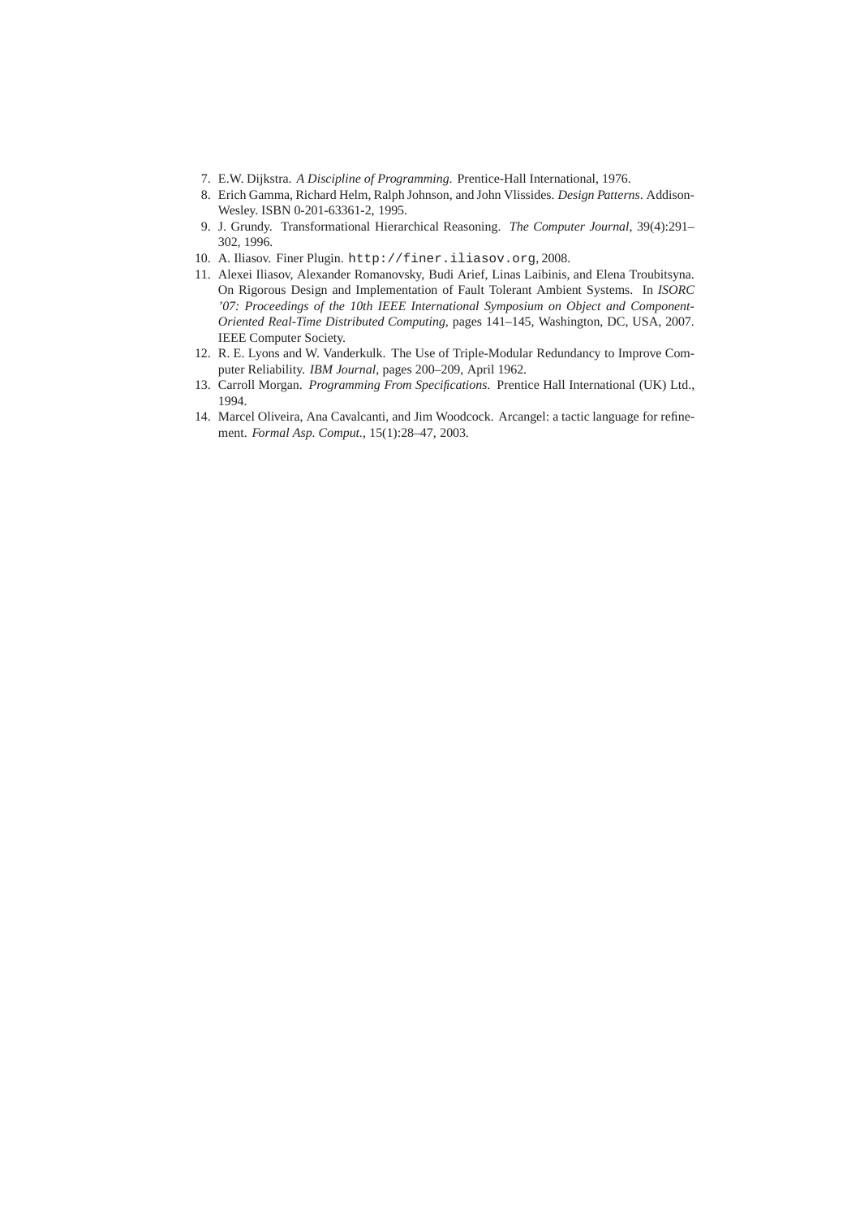7. E.W. Dijkstra. *A Discipline of Programming*. Prentice-Hall International, 1976.
8. Erich Gamma, Richard Helm, Ralph Johnson, and John Vlissides. *Design Patterns*. Addison-Wesley. ISBN 0-201-63361-2, 1995.
9. J. Grundy. Transformational Hierarchical Reasoning. *The Computer Journal*, 39(4):291–302, 1996.
10. A. Iliasov. Finer Plugin. `http://finer.iliasov.org`, 2008.
11. Alexei Iliasov, Alexander Romanovsky, Budi Arief, Linas Laibinis, and Elena Troubitsyna. On Rigorous Design and Implementation of Fault Tolerant Ambient Systems. In *ISORC '07: Proceedings of the 10th IEEE International Symposium on Object and Component-Oriented Real-Time Distributed Computing*, pages 141–145, Washington, DC, USA, 2007. IEEE Computer Society.
12. R. E. Lyons and W. Vanderkulk. The Use of Triple-Modular Redundancy to Improve Computer Reliability. *IBM Journal*, pages 200–209, April 1962.
13. Carroll Morgan. *Programming From Specifications*. Prentice Hall International (UK) Ltd., 1994.
14. Marcel Oliveira, Ana Cavalcanti, and Jim Woodcock. Arcangel: a tactic language for refinement. *Formal Asp. Comput.*, 15(1):28–47, 2003.